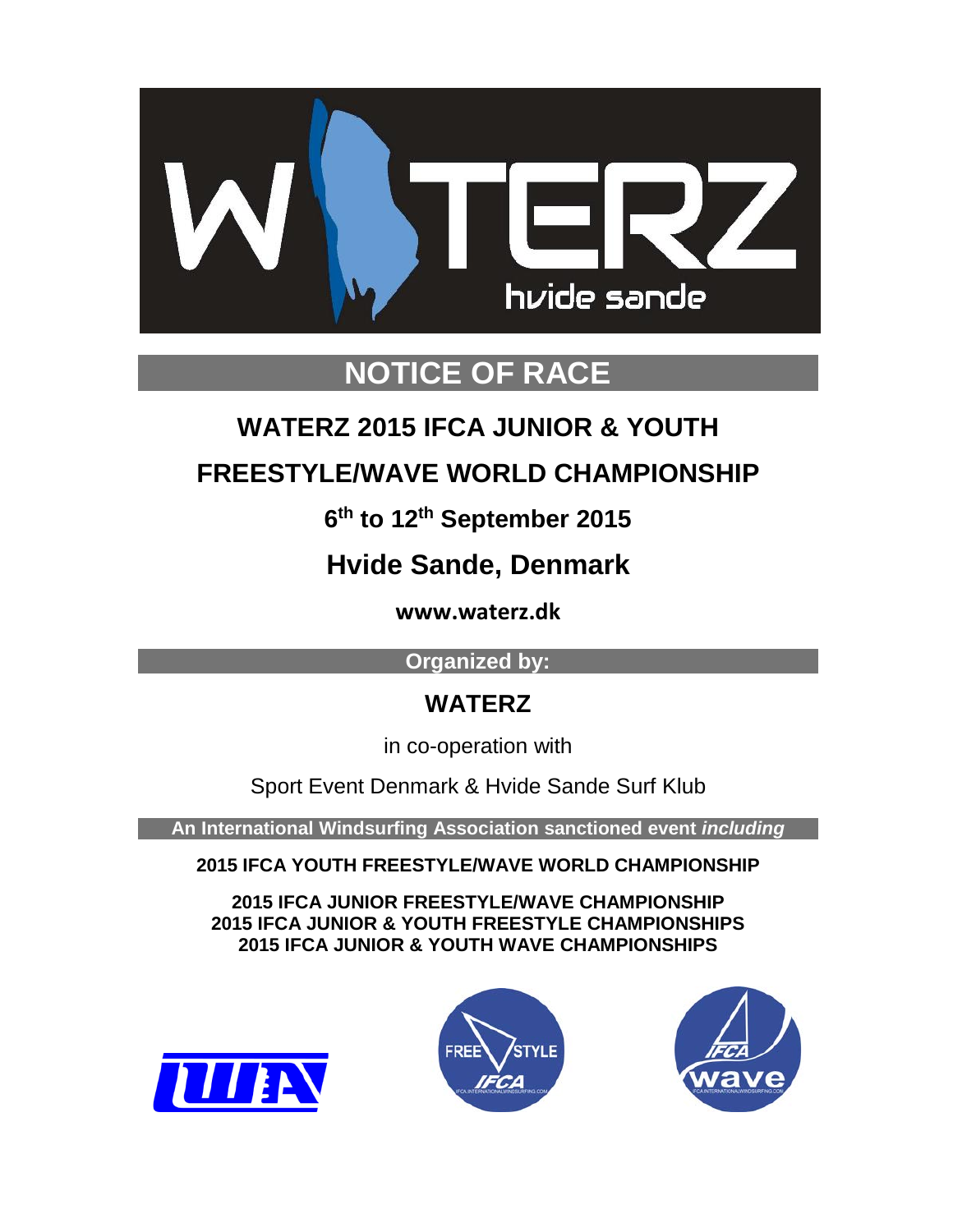# NOTICE OF RACE

## WATERZ 2015 IFCA JUNIOR & YOUTH FREESTYLE/WAVE WORLD CHAMPIONSHIP

### 6th to 12th September 2015

## Hvide Sande, Denmark

**www.waterz.dk**

**Organized by:**

## WATERZ

in co-operation with

Sport Event Denmark & Hvide Sande Surf Klub

**An International Windsurfing Association sanctioned event *including***

**2015 IFCA YOUTH FREESTYLE/WAVE WORLD CHAMPIONSHIP**

**2015 IFCA JUNIOR FREESTYLE/WAVE CHAMPIONSHIP**
**2015 IFCA JUNIOR & YOUTH FREESTYLE CHAMPIONSHIPS**
**2015 IFCA JUNIOR & YOUTH WAVE CHAMPIONSHIPS**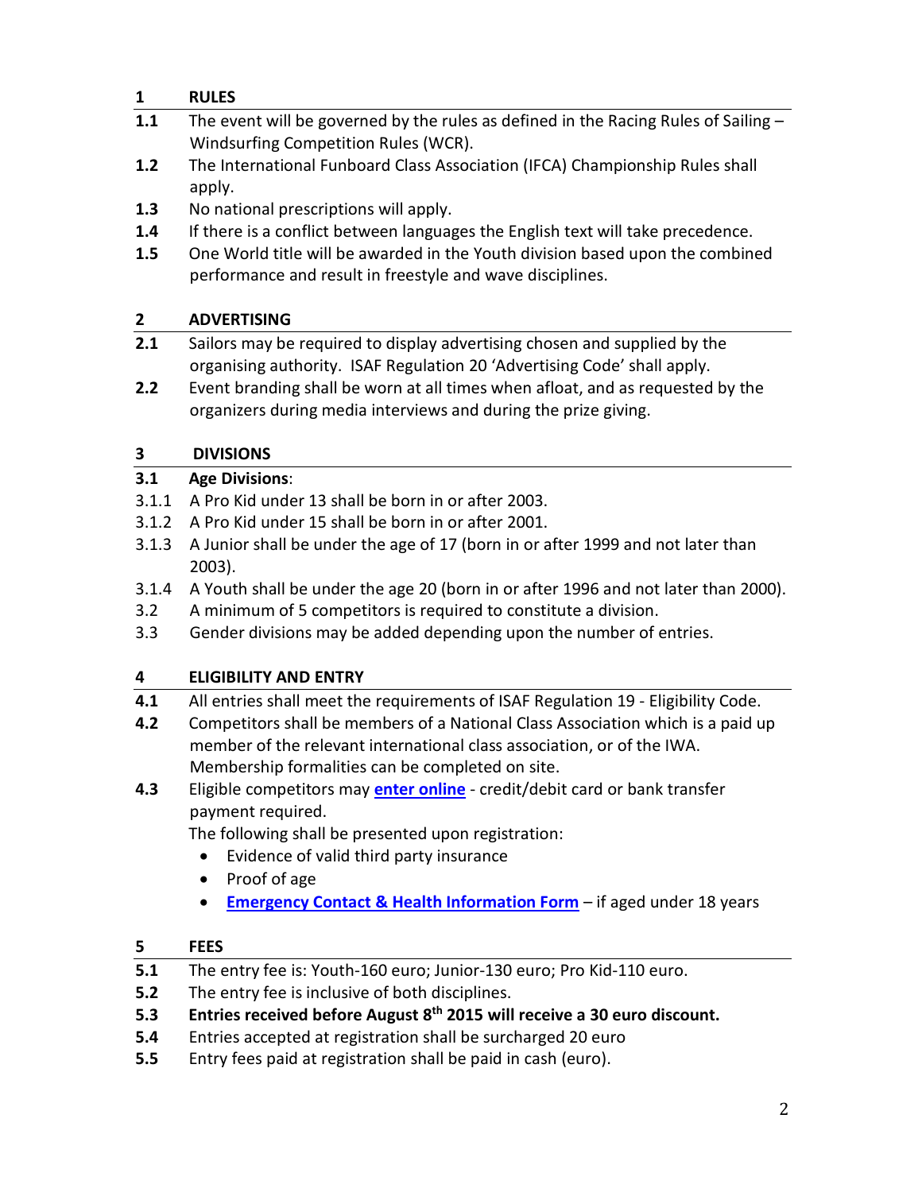## 1 RULES

**1.1** The event will be governed by the rules as defined in the Racing Rules of Sailing – Windsurfing Competition Rules (WCR).

**1.2** The International Funboard Class Association (IFCA) Championship Rules shall apply.

**1.3** No national prescriptions will apply.

**1.4** If there is a conflict between languages the English text will take precedence.

**1.5** One World title will be awarded in the Youth division based upon the combined performance and result in freestyle and wave disciplines.

## 2 ADVERTISING

**2.1** Sailors may be required to display advertising chosen and supplied by the organising authority. ISAF Regulation 20 'Advertising Code' shall apply.

**2.2** Event branding shall be worn at all times when afloat, and as requested by the organizers during media interviews and during the prize giving.

## 3 DIVISIONS

**3.1** **Age Divisions**:

3.1.1 A Pro Kid under 13 shall be born in or after 2003.

3.1.2 A Pro Kid under 15 shall be born in or after 2001.

3.1.3 A Junior shall be under the age of 17 (born in or after 1999 and not later than 2003).

3.1.4 A Youth shall be under the age 20 (born in or after 1996 and not later than 2000).

3.2 A minimum of 5 competitors is required to constitute a division.

3.3 Gender divisions may be added depending upon the number of entries.

## 4 ELIGIBILITY AND ENTRY

**4.1** All entries shall meet the requirements of ISAF Regulation 19 - Eligibility Code.

**4.2** Competitors shall be members of a National Class Association which is a paid up member of the relevant international class association, or of the IWA. Membership formalities can be completed on site.

**4.3** Eligible competitors may **enter online** - credit/debit card or bank transfer payment required.

The following shall be presented upon registration:

- Evidence of valid third party insurance
- Proof of age
- **Emergency Contact & Health Information Form** – if aged under 18 years

## 5 FEES

**5.1** The entry fee is: Youth-160 euro; Junior-130 euro; Pro Kid-110 euro.

**5.2** The entry fee is inclusive of both disciplines.

**5.3** **Entries received before August 8th 2015 will receive a 30 euro discount.**

**5.4** Entries accepted at registration shall be surcharged 20 euro

**5.5** Entry fees paid at registration shall be paid in cash (euro).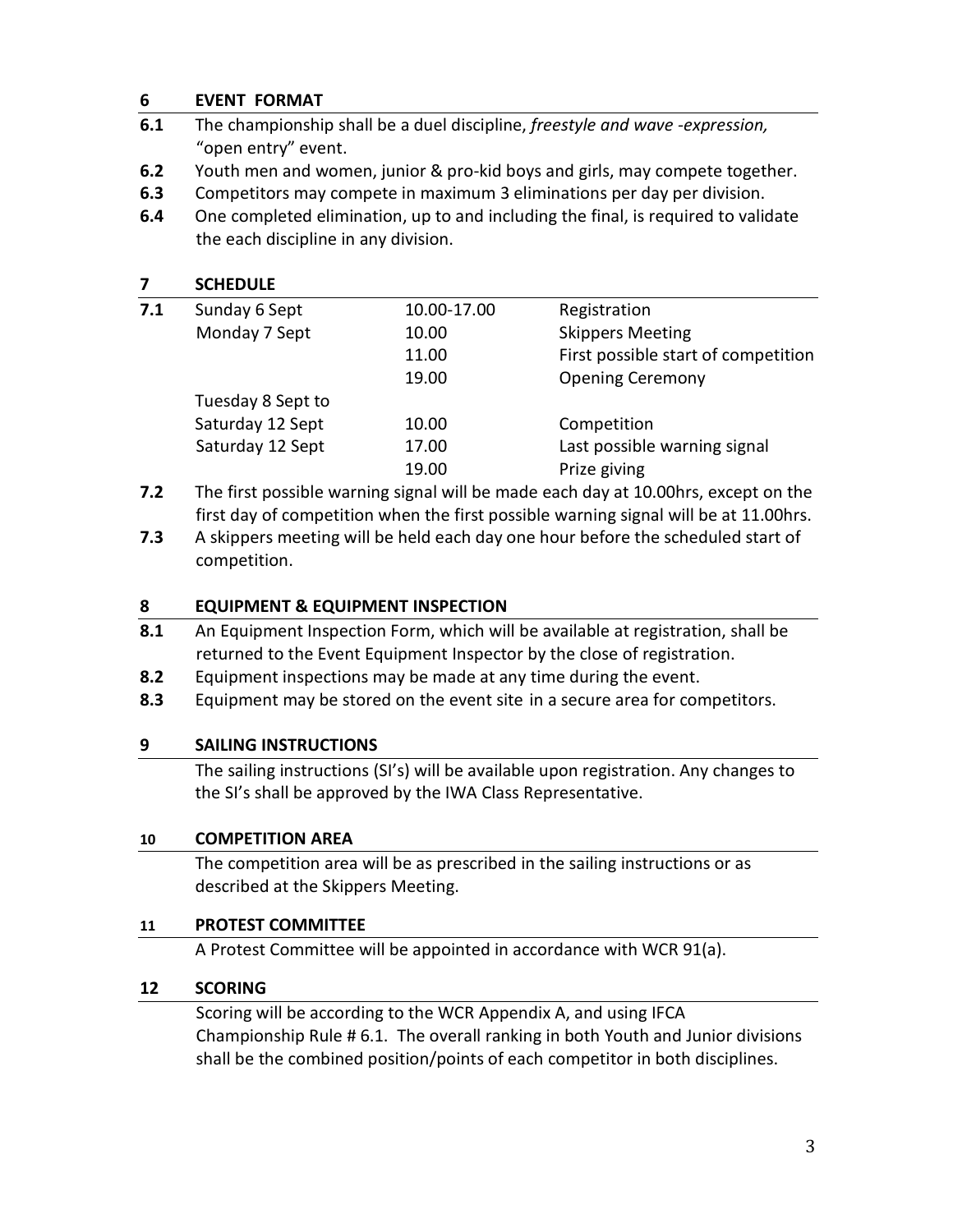## 6 EVENT FORMAT

**6.1** The championship shall be a duel discipline, *freestyle and wave -expression,* "open entry" event.

**6.2** Youth men and women, junior & pro-kid boys and girls, may compete together.

**6.3** Competitors may compete in maximum 3 eliminations per day per division.

**6.4** One completed elimination, up to and including the final, is required to validate the each discipline in any division.

## 7 SCHEDULE

**7.1**

| | | |
|---|---|---|
| Sunday 6 Sept | 10.00-17.00 | Registration |
| Monday 7 Sept | 10.00 | Skippers Meeting |
| | 11.00 | First possible start of competition |
| | 19.00 | Opening Ceremony |
| Tuesday 8 Sept to Saturday 12 Sept | 10.00 | Competition |
| Saturday 12 Sept | 17.00 | Last possible warning signal |
| | 19.00 | Prize giving |

**7.2** The first possible warning signal will be made each day at 10.00hrs, except on the first day of competition when the first possible warning signal will be at 11.00hrs.

**7.3** A skippers meeting will be held each day one hour before the scheduled start of competition.

## 8 EQUIPMENT & EQUIPMENT INSPECTION

**8.1** An Equipment Inspection Form, which will be available at registration, shall be returned to the Event Equipment Inspector by the close of registration.

**8.2** Equipment inspections may be made at any time during the event.

**8.3** Equipment may be stored on the event site in a secure area for competitors.

## 9 SAILING INSTRUCTIONS

The sailing instructions (SI's) will be available upon registration. Any changes to the SI's shall be approved by the IWA Class Representative.

## 10 COMPETITION AREA

The competition area will be as prescribed in the sailing instructions or as described at the Skippers Meeting.

## 11 PROTEST COMMITTEE

A Protest Committee will be appointed in accordance with WCR 91(a).

## 12 SCORING

Scoring will be according to the WCR Appendix A, and using IFCA Championship Rule # 6.1. The overall ranking in both Youth and Junior divisions shall be the combined position/points of each competitor in both disciplines.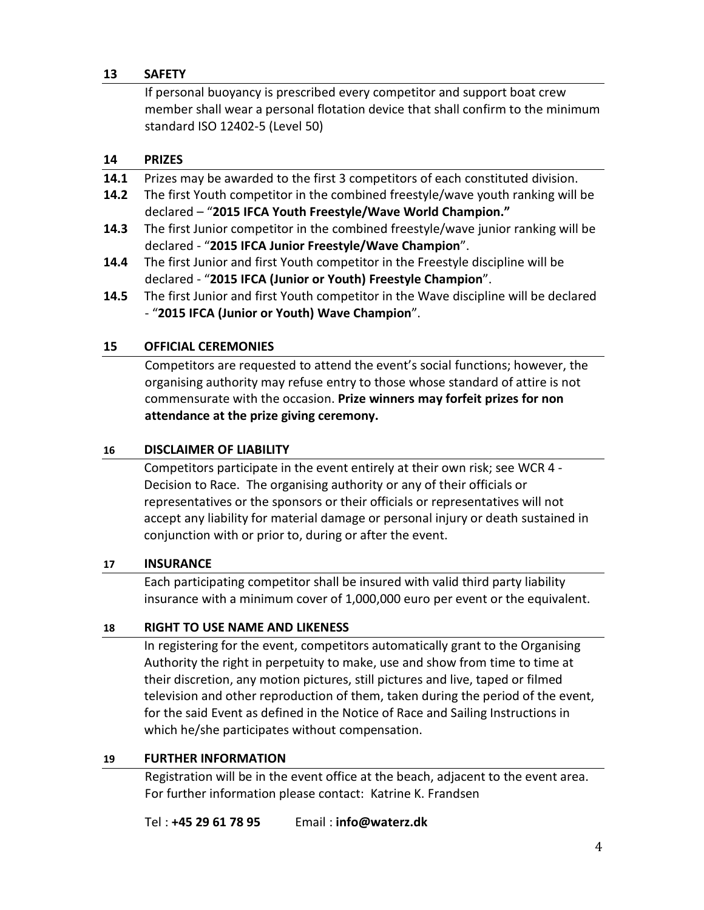## 13 SAFETY

If personal buoyancy is prescribed every competitor and support boat crew member shall wear a personal flotation device that shall confirm to the minimum standard ISO 12402-5 (Level 50)

## 14 PRIZES

**14.1** Prizes may be awarded to the first 3 competitors of each constituted division.

**14.2** The first Youth competitor in the combined freestyle/wave youth ranking will be declared – "**2015 IFCA Youth Freestyle/Wave World Champion."**

**14.3** The first Junior competitor in the combined freestyle/wave junior ranking will be declared - "**2015 IFCA Junior Freestyle/Wave Champion**".

**14.4** The first Junior and first Youth competitor in the Freestyle discipline will be declared - "**2015 IFCA (Junior or Youth) Freestyle Champion**".

**14.5** The first Junior and first Youth competitor in the Wave discipline will be declared - "**2015 IFCA (Junior or Youth) Wave Champion**".

## 15 OFFICIAL CEREMONIES

Competitors are requested to attend the event's social functions; however, the organising authority may refuse entry to those whose standard of attire is not commensurate with the occasion. **Prize winners may forfeit prizes for non attendance at the prize giving ceremony.**

## 16 DISCLAIMER OF LIABILITY

Competitors participate in the event entirely at their own risk; see WCR 4 - Decision to Race. The organising authority or any of their officials or representatives or the sponsors or their officials or representatives will not accept any liability for material damage or personal injury or death sustained in conjunction with or prior to, during or after the event.

## 17 INSURANCE

Each participating competitor shall be insured with valid third party liability insurance with a minimum cover of 1,000,000 euro per event or the equivalent.

## 18 RIGHT TO USE NAME AND LIKENESS

In registering for the event, competitors automatically grant to the Organising Authority the right in perpetuity to make, use and show from time to time at their discretion, any motion pictures, still pictures and live, taped or filmed television and other reproduction of them, taken during the period of the event, for the said Event as defined in the Notice of Race and Sailing Instructions in which he/she participates without compensation.

## 19 FURTHER INFORMATION

Registration will be in the event office at the beach, adjacent to the event area. For further information please contact: Katrine K. Frandsen

Tel : **+45 29 61 78 95** Email : **info@waterz.dk**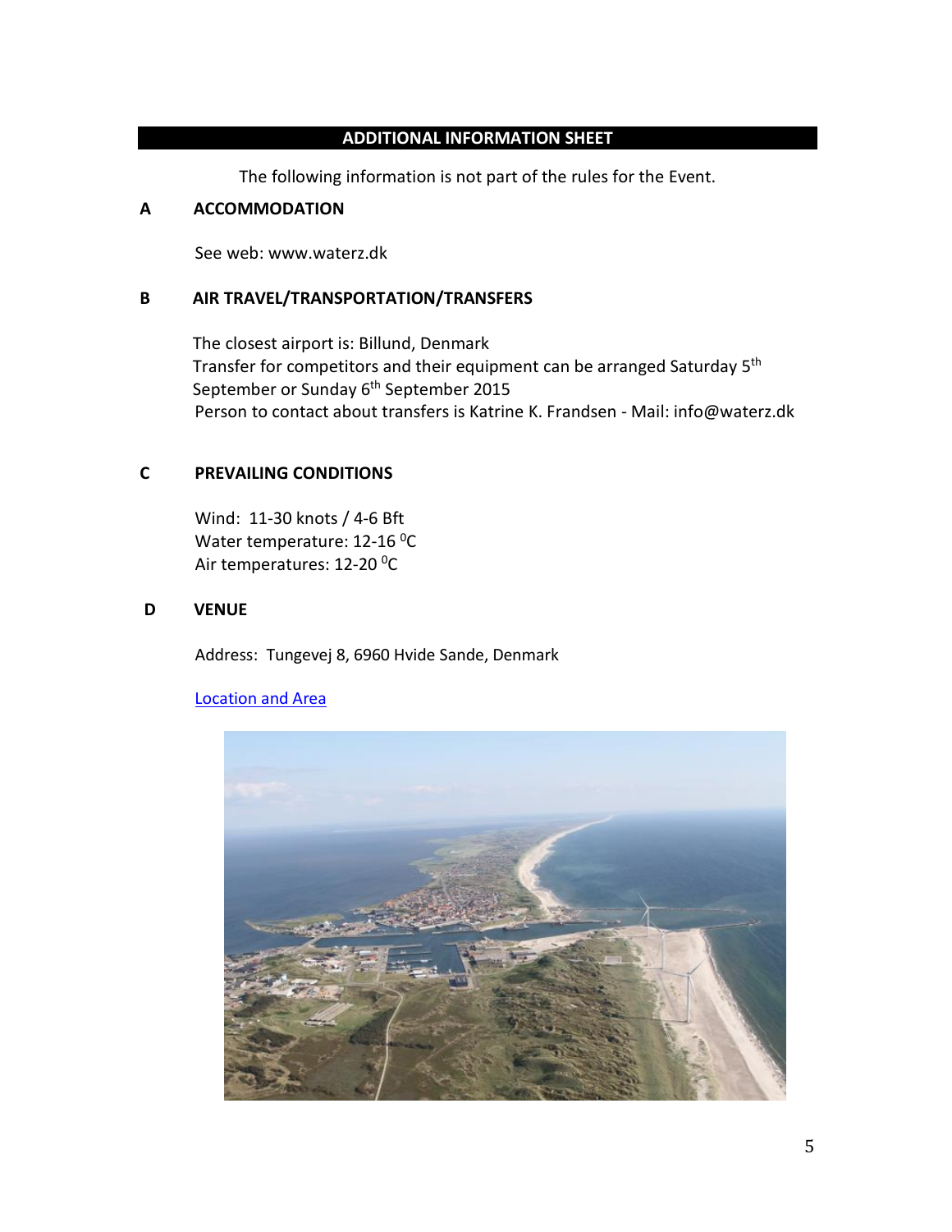## ADDITIONAL INFORMATION SHEET

The following information is not part of the rules for the Event.

### A ACCOMMODATION

See web: www.waterz.dk

### B AIR TRAVEL/TRANSPORTATION/TRANSFERS

The closest airport is: Billund, Denmark
Transfer for competitors and their equipment can be arranged Saturday 5th September or Sunday 6th September 2015
Person to contact about transfers is Katrine K. Frandsen - Mail: info@waterz.dk

### C PREVAILING CONDITIONS

Wind: 11-30 knots / 4-6 Bft
Water temperature: 12-16 $^0$C
Air temperatures: 12-20 $^0$C

### D VENUE

Address: Tungevej 8, 6960 Hvide Sande, Denmark

[Location and Area]